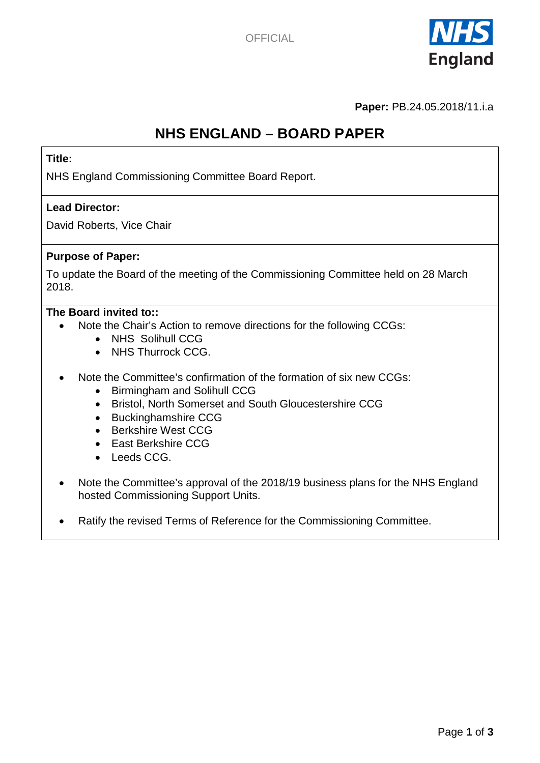OFFICIAL

**Paper:** PB.24.05.2018/11.i.a

# NHS ENGLAND – BOARD PAPER

**Title:**

NHS England Commissioning Committee Board Report.

**Lead Director:**

David Roberts, Vice Chair

**Purpose of Paper:**

To update the Board of the meeting of the Commissioning Committee held on 28 March 2018.

**The Board invited to::**

- Note the Chair's Action to remove directions for the following CCGs:
  - NHS  Solihull CCG
  - NHS Thurrock CCG.

- Note the Committee's confirmation of the formation of six new CCGs:
  - Birmingham and Solihull CCG
  - Bristol, North Somerset and South Gloucestershire CCG
  - Buckinghamshire CCG
  - Berkshire West CCG
  - East Berkshire CCG
  - Leeds CCG.

- Note the Committee's approval of the 2018/19 business plans for the NHS England hosted Commissioning Support Units.

- Ratify the revised Terms of Reference for the Commissioning Committee.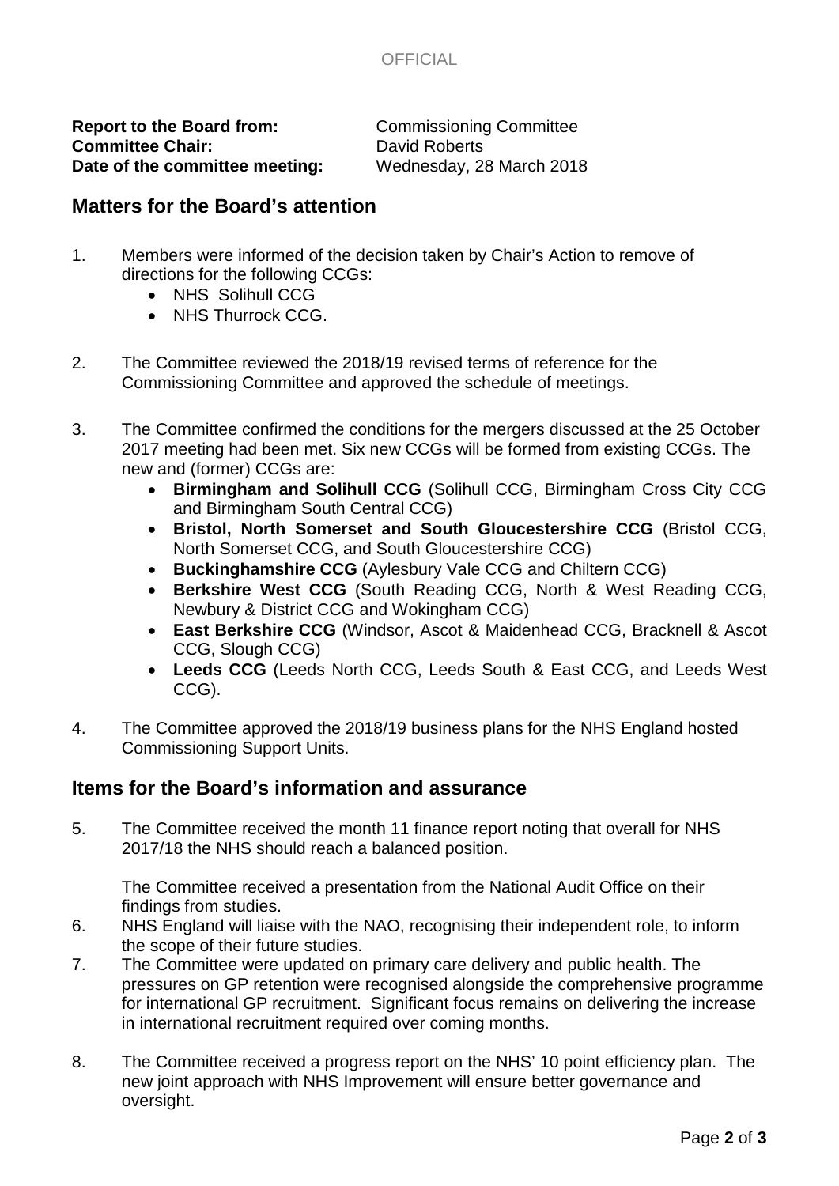OFFICIAL

**Report to the Board from:** Commissioning Committee
**Committee Chair:** David Roberts
**Date of the committee meeting:** Wednesday, 28 March 2018

## Matters for the Board's attention

1. Members were informed of the decision taken by Chair's Action to remove of directions for the following CCGs:
   - NHS Solihull CCG
   - NHS Thurrock CCG.

2. The Committee reviewed the 2018/19 revised terms of reference for the Commissioning Committee and approved the schedule of meetings.

3. The Committee confirmed the conditions for the mergers discussed at the 25 October 2017 meeting had been met. Six new CCGs will be formed from existing CCGs. The new and (former) CCGs are:
   - **Birmingham and Solihull CCG** (Solihull CCG, Birmingham Cross City CCG and Birmingham South Central CCG)
   - **Bristol, North Somerset and South Gloucestershire CCG** (Bristol CCG, North Somerset CCG, and South Gloucestershire CCG)
   - **Buckinghamshire CCG** (Aylesbury Vale CCG and Chiltern CCG)
   - **Berkshire West CCG** (South Reading CCG, North & West Reading CCG, Newbury & District CCG and Wokingham CCG)
   - **East Berkshire CCG** (Windsor, Ascot & Maidenhead CCG, Bracknell & Ascot CCG, Slough CCG)
   - **Leeds CCG** (Leeds North CCG, Leeds South & East CCG, and Leeds West CCG).

4. The Committee approved the 2018/19 business plans for the NHS England hosted Commissioning Support Units.

## Items for the Board's information and assurance

5. The Committee received the month 11 finance report noting that overall for NHS 2017/18 the NHS should reach a balanced position.

   The Committee received a presentation from the National Audit Office on their findings from studies.

6. NHS England will liaise with the NAO, recognising their independent role, to inform the scope of their future studies.

7. The Committee were updated on primary care delivery and public health. The pressures on GP retention were recognised alongside the comprehensive programme for international GP recruitment. Significant focus remains on delivering the increase in international recruitment required over coming months.

8. The Committee received a progress report on the NHS' 10 point efficiency plan. The new joint approach with NHS Improvement will ensure better governance and oversight.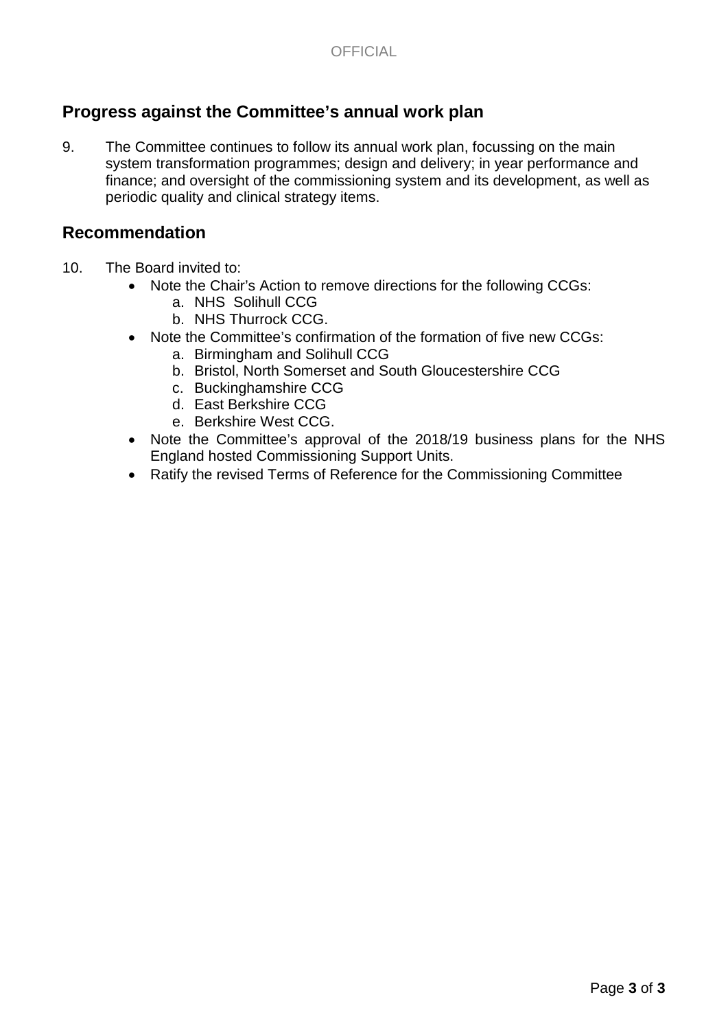## Progress against the Committee's annual work plan

9. The Committee continues to follow its annual work plan, focussing on the main system transformation programmes; design and delivery; in year performance and finance; and oversight of the commissioning system and its development, as well as periodic quality and clinical strategy items.

## Recommendation

10. The Board invited to:
    - Note the Chair's Action to remove directions for the following CCGs:
        a. NHS Solihull CCG
        b. NHS Thurrock CCG.
    - Note the Committee's confirmation of the formation of five new CCGs:
        a. Birmingham and Solihull CCG
        b. Bristol, North Somerset and South Gloucestershire CCG
        c. Buckinghamshire CCG
        d. East Berkshire CCG
        e. Berkshire West CCG.
    - Note the Committee's approval of the 2018/19 business plans for the NHS England hosted Commissioning Support Units.
    - Ratify the revised Terms of Reference for the Commissioning Committee